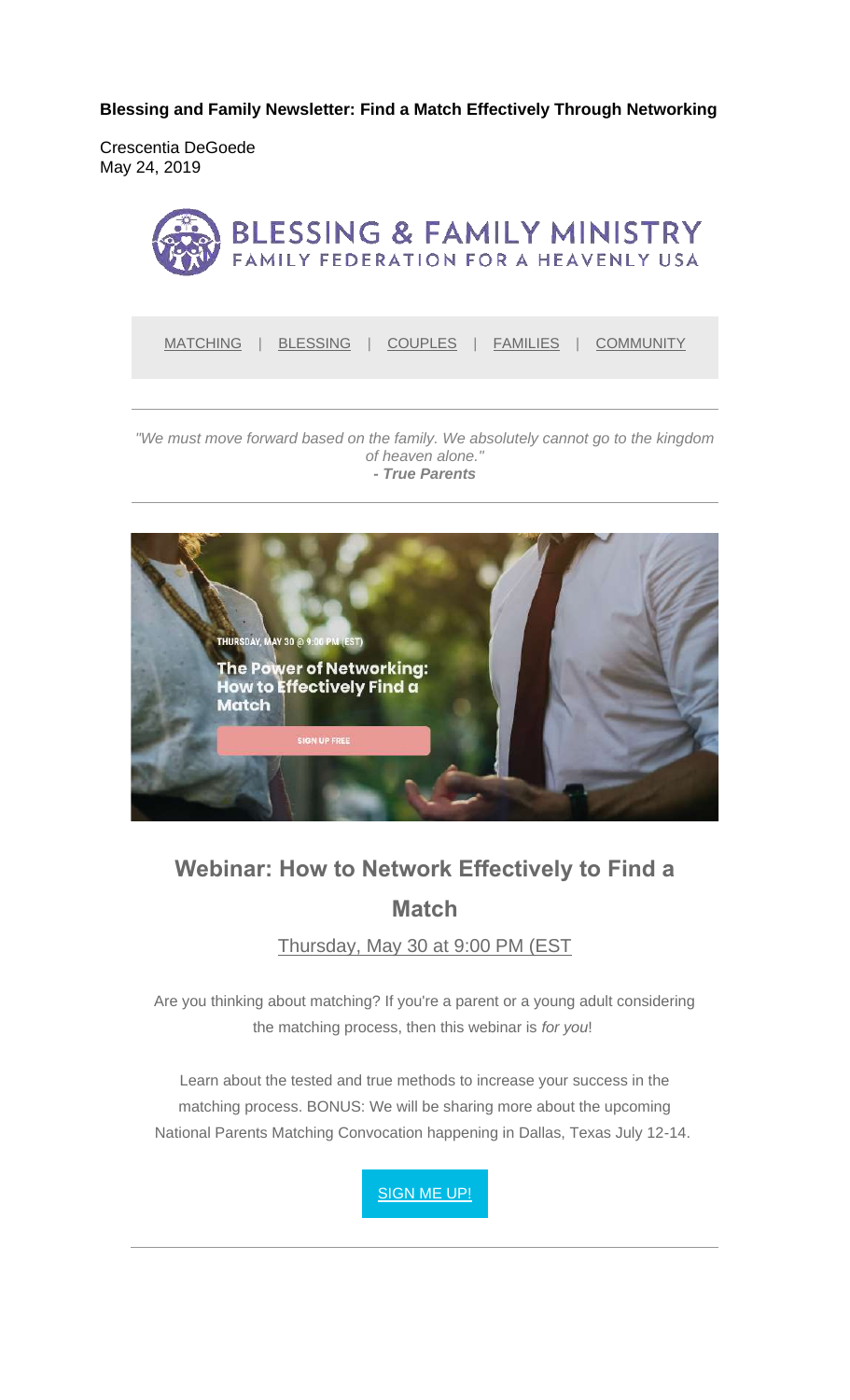**Blessing and Family Newsletter: Find a Match Effectively Through Networking**

Crescentia DeGoede
May 24, 2019

BLESSING & FAMILY MINISTRY
FAMILY FEDERATION FOR A HEAVENLY USA

MATCHING | BLESSING | COUPLES | FAMILIES | COMMUNITY

---

*"We must move forward based on the family. We absolutely cannot go to the kingdom of heaven alone."*
***- True Parents***

---

THURSDAY, MAY 30 @ 9:00 PM (EST)

The Power of Networking: How to Effectively Find a Match

SIGN UP FREE

## Webinar: How to Network Effectively to Find a Match

Thursday, May 30 at 9:00 PM (EST

Are you thinking about matching? If you're a parent or a young adult considering the matching process, then this webinar is *for you*!

Learn about the tested and true methods to increase your success in the matching process. BONUS: We will be sharing more about the upcoming National Parents Matching Convocation happening in Dallas, Texas July 12-14.

SIGN ME UP!

---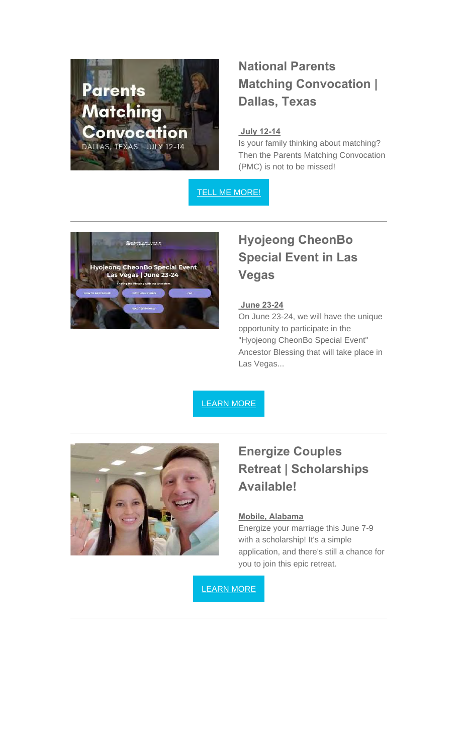## National Parents Matching Convocation | Dallas, Texas

**July 12-14**

Is your family thinking about matching? Then the Parents Matching Convocation (PMC) is not to be missed!

TELL ME MORE!

---

## Hyojeong CheonBo Special Event in Las Vegas

**June 23-24**

On June 23-24, we will have the unique opportunity to participate in the "Hyojeong CheonBo Special Event" Ancestor Blessing that will take place in Las Vegas...

LEARN MORE

---

## Energize Couples Retreat | Scholarships Available!

**Mobile, Alabama**

Energize your marriage this June 7-9 with a scholarship! It's a simple application, and there's still a chance for you to join this epic retreat.

LEARN MORE

---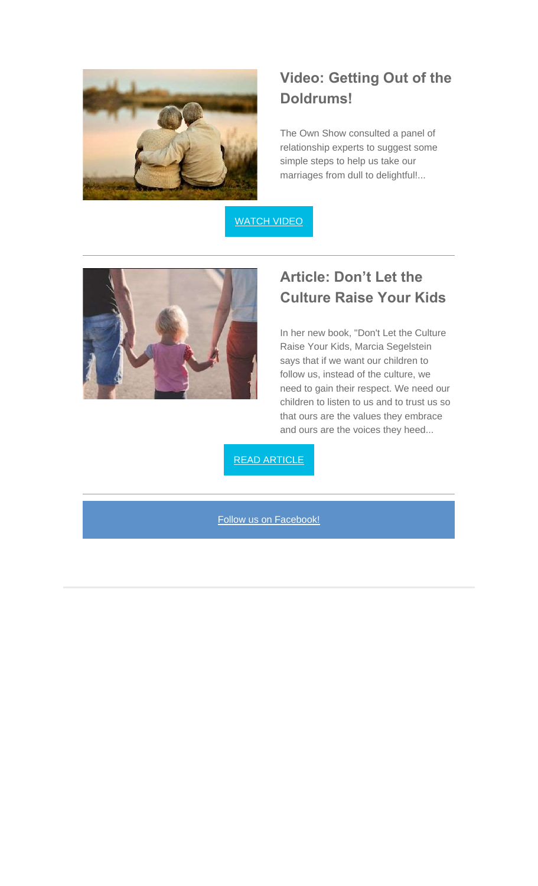## Video: Getting Out of the Doldrums!

The Own Show consulted a panel of relationship experts to suggest some simple steps to help us take our marriages from dull to delightful!...

WATCH VIDEO

---

## Article: Don't Let the Culture Raise Your Kids

In her new book, "Don't Let the Culture Raise Your Kids, Marcia Segelstein says that if we want our children to follow us, instead of the culture, we need to gain their respect. We need our children to listen to us and to trust us so that ours are the values they embrace and ours are the voices they heed...

READ ARTICLE

---

Follow us on Facebook!